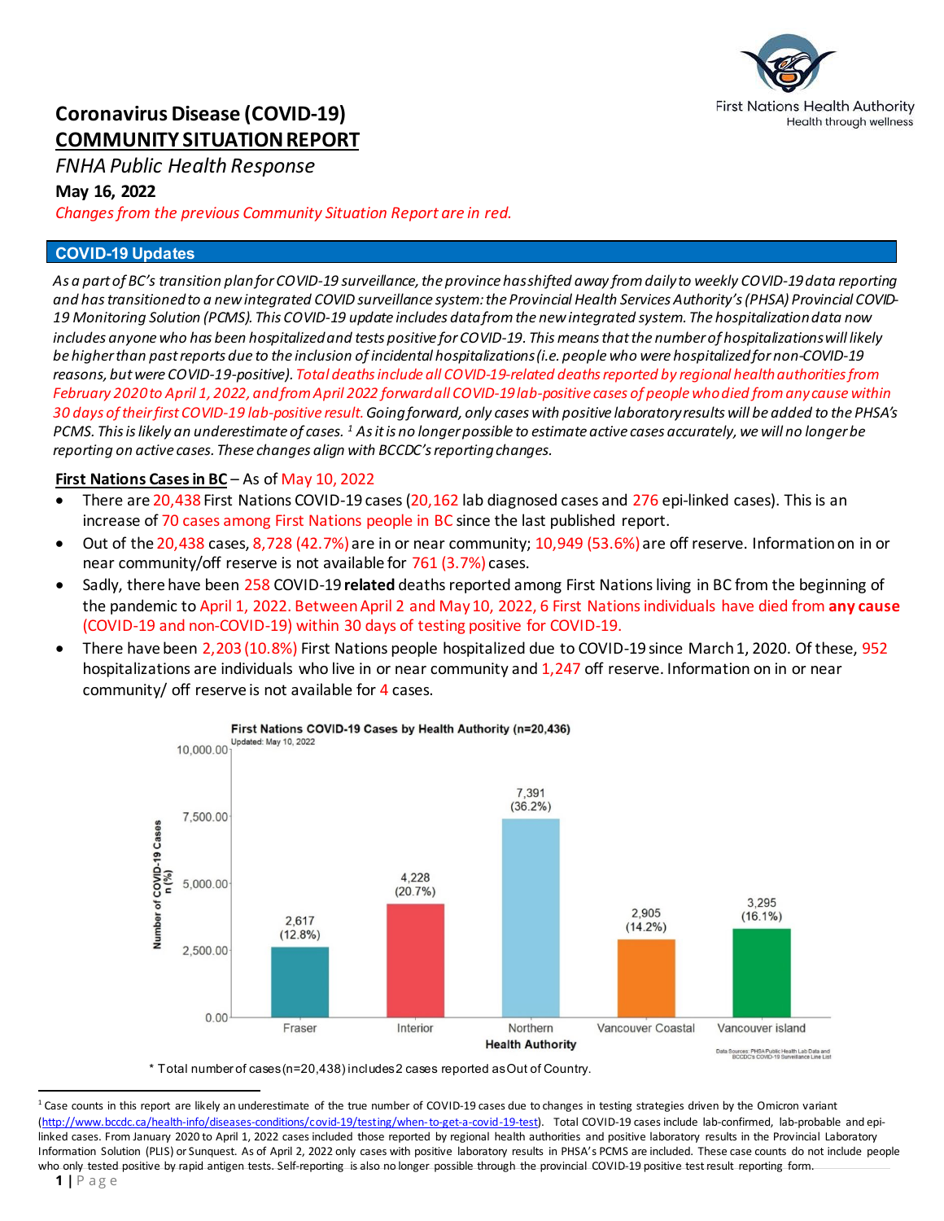# Coronavirus Disease (COVID-19) COMMUNITY SITUATION REPORT

*FNHA Public Health Response*

**May 16, 2022**

*Changes from the previous Community Situation Report are in red.*

## COVID-19 Updates

*As a part of BC's transition plan for COVID-19 surveillance, the province has shifted away from daily to weekly COVID-19 data reporting and has transitioned to a new integrated COVID surveillance system: the Provincial Health Services Authority's (PHSA) Provincial COVID-19 Monitoring Solution (PCMS). This COVID-19 update includes data from the new integrated system. The hospitalization data now includes anyone who has been hospitalized and tests positive for COVID-19. This means that the number of hospitalizations will likely be higher than past reports due to the inclusion of incidental hospitalizations (i.e. people who were hospitalized for non-COVID-19 reasons, but were COVID-19-positive). Total deaths include all COVID-19-related deaths reported by regional health authorities from February 2020 to April 1, 2022, and from April 2022 forward all COVID-19 lab-positive cases of people who died from any cause within 30 days of their first COVID-19 lab-positive result. Going forward, only cases with positive laboratory results will be added to the PHSA's PCMS. This is likely an underestimate of cases. [1] As it is no longer possible to estimate active cases accurately, we will no longer be reporting on active cases. These changes align with BCCDC's reporting changes.*

**First Nations Cases in BC** – As of May 10, 2022

- There are 20,438 First Nations COVID-19 cases (20,162 lab diagnosed cases and 276 epi-linked cases). This is an increase of 70 cases among First Nations people in BC since the last published report.
- Out of the 20,438 cases, 8,728 (42.7%) are in or near community; 10,949 (53.6%) are off reserve. Information on in or near community/off reserve is not available for 761 (3.7%) cases.
- Sadly, there have been 258 COVID-19 **related** deaths reported among First Nations living in BC from the beginning of the pandemic to April 1, 2022. Between April 2 and May 10, 2022, 6 First Nations individuals have died from **any cause** (COVID-19 and non-COVID-19) within 30 days of testing positive for COVID-19.
- There have been 2,203 (10.8%) First Nations people hospitalized due to COVID-19 since March 1, 2020. Of these, 952 hospitalizations are individuals who live in or near community and 1,247 off reserve. Information on in or near community/ off reserve is not available for 4 cases.

**First Nations COVID-19 Cases by Health Authority (n=20,436)**
Updated: May 10, 2022

| Health Authority | Number of COVID-19 Cases n (%) |
|---|---|
| Fraser | 2,617 (12.8%) |
| Interior | 4,228 (20.7%) |
| Northern | 7,391 (36.2%) |
| Vancouver Coastal | 2,905 (14.2%) |
| Vancouver island | 3,295 (16.1%) |

Data Sources: PHSA Public Health Lab Data and BCCDC's COVID-19 Surveillance Line List

\* Total number of cases (n=20,438) includes 2 cases reported as Out of Country.

[1] Case counts in this report are likely an underestimate of the true number of COVID-19 cases due to changes in testing strategies driven by the Omicron variant (http://www.bccdc.ca/health-info/diseases-conditions/covid-19/testing/when-to-get-a-covid-19-test). Total COVID-19 cases include lab-confirmed, lab-probable and epi-linked cases. From January 2020 to April 1, 2022 cases included those reported by regional health authorities and positive laboratory results in the Provincial Laboratory Information Solution (PLIS) or Sunquest. As of April 2, 2022 only cases with positive laboratory results in PHSA's PCMS are included. These case counts do not include people who only tested positive by rapid antigen tests. Self-reporting is also no longer possible through the provincial COVID-19 positive test result reporting form.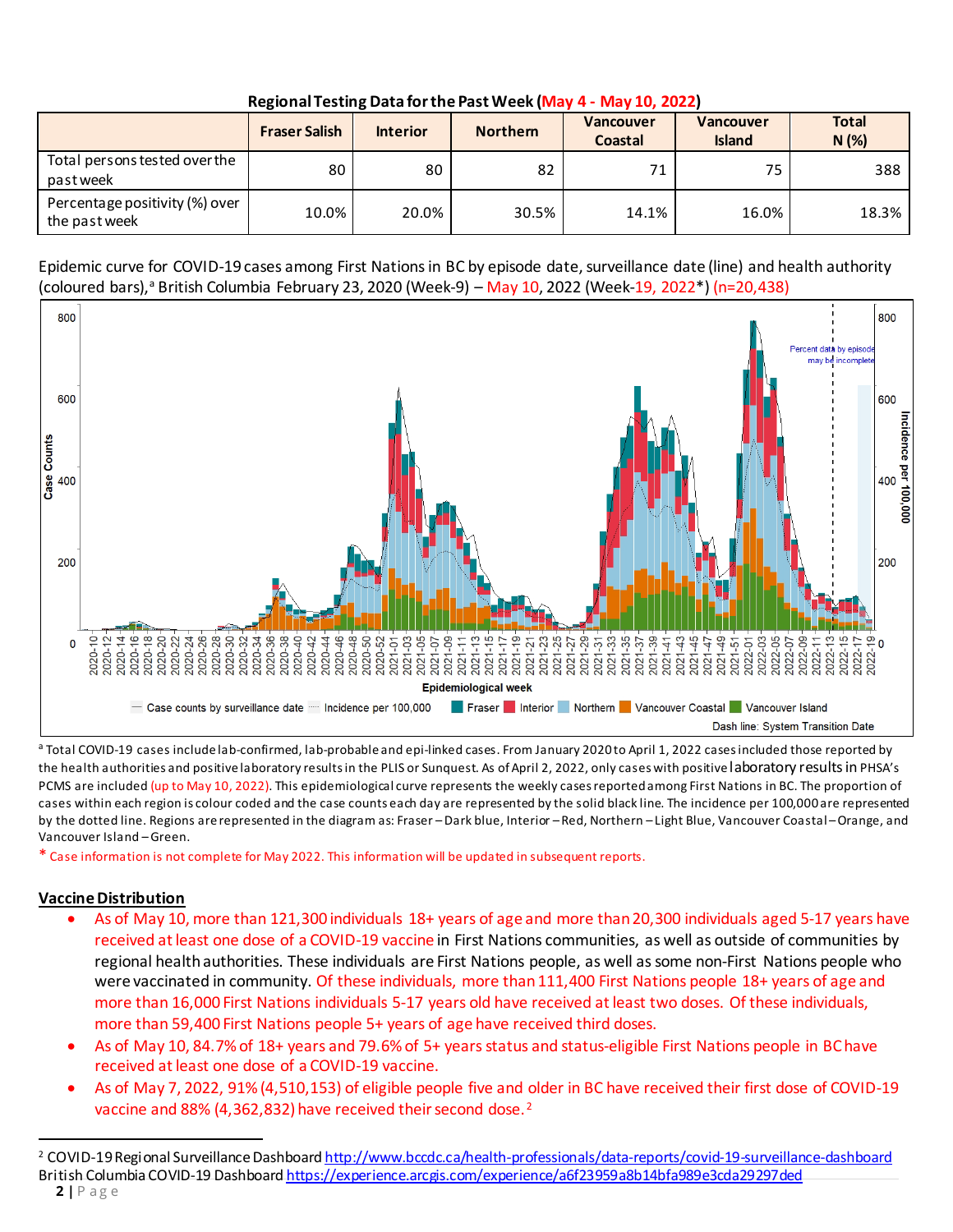**Regional Testing Data for the Past Week (May 4 - May 10, 2022)**

| | Fraser Salish | Interior | Northern | Vancouver Coastal | Vancouver Island | Total N (%) |
|---|---|---|---|---|---|---|
| Total persons tested over the past week | 80 | 80 | 82 | 71 | 75 | 388 |
| Percentage positivity (%) over the past week | 10.0% | 20.0% | 30.5% | 14.1% | 16.0% | 18.3% |

Epidemic curve for COVID-19 cases among First Nations in BC by episode date, surveillance date (line) and health authority (coloured bars),[a] British Columbia February 23, 2020 (Week-9) – May 10, 2022 (Week-19, 2022*) (n=20,438)

[a] Total COVID-19 cases include lab-confirmed, lab-probable and epi-linked cases. From January 2020 to April 1, 2022 cases included those reported by the health authorities and positive laboratory results in the PLIS or Sunquest. As of April 2, 2022, only cases with positive laboratory results in PHSA's PCMS are included (up to May 10, 2022). This epidemiological curve represents the weekly cases reported among First Nations in BC. The proportion of cases within each region is colour coded and the case counts each day are represented by the solid black line. The incidence per 100,000 are represented by the dotted line. Regions are represented in the diagram as: Fraser – Dark blue, Interior – Red, Northern – Light Blue, Vancouver Coastal – Orange, and Vancouver Island – Green.

\* Case information is not complete for May 2022. This information will be updated in subsequent reports.

## Vaccine Distribution

- As of May 10, more than 121,300 individuals 18+ years of age and more than 20,300 individuals aged 5-17 years have received at least one dose of a COVID-19 vaccine in First Nations communities, as well as outside of communities by regional health authorities. These individuals are First Nations people, as well as some non-First Nations people who were vaccinated in community. Of these individuals, more than 111,400 First Nations people 18+ years of age and more than 16,000 First Nations individuals 5-17 years old have received at least two doses. Of these individuals, more than 59,400 First Nations people 5+ years of age have received third doses.
- As of May 10, 84.7% of 18+ years and 79.6% of 5+ years status and status-eligible First Nations people in BC have received at least one dose of a COVID-19 vaccine.
- As of May 7, 2022, 91% (4,510,153) of eligible people five and older in BC have received their first dose of COVID-19 vaccine and 88% (4,362,832) have received their second dose.[2]

[2] COVID-19 Regional Surveillance Dashboard http://www.bccdc.ca/health-professionals/data-reports/covid-19-surveillance-dashboard
British Columbia COVID-19 Dashboard https://experience.arcgis.com/experience/a6f23959a8b14bfa989e3cda29297ded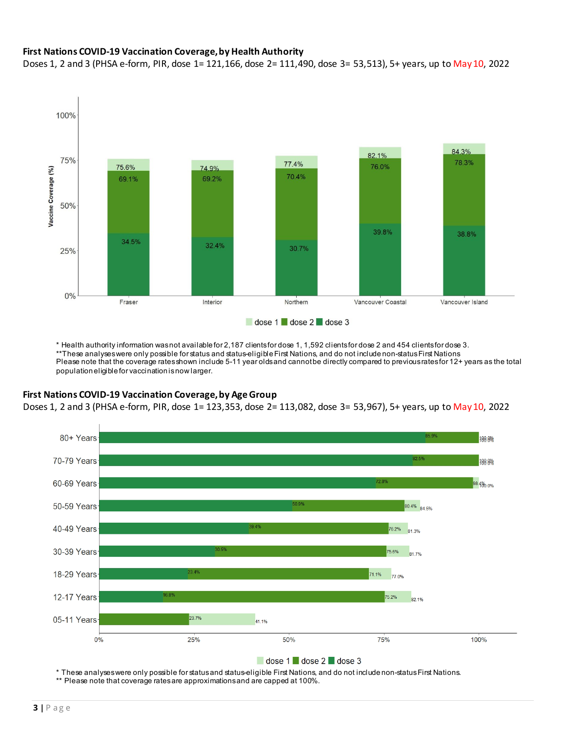## First Nations COVID-19 Vaccination Coverage, by Health Authority

Doses 1, 2 and 3 (PHSA e-form, PIR, dose 1= 121,166, dose 2= 111,490, dose 3= 53,513), 5+ years, up to May 10, 2022

| Health Authority | dose 1 | dose 2 | dose 3 |
|---|---|---|---|
| Fraser | 75.6% | 69.1% | 34.5% |
| Interior | 74.9% | 69.2% | 32.4% |
| Northern | 77.4% | 70.4% | 30.7% |
| Vancouver Coastal | 82.1% | 76.0% | 39.8% |
| Vancouver Island | 84.3% | 78.3% | 38.8% |

\* Health authority information was not available for 2,187 clients for dose 1, 1,592 clients for dose 2 and 454 clients for dose 3.
\*\*These analyses were only possible for status and status-eligible First Nations, and do not include non-status First Nations
Please note that the coverage rates shown include 5-11 year olds and cannot be directly compared to previous rates for 12+ years as the total population eligible for vaccination is now larger.

## First Nations COVID-19 Vaccination Coverage, by Age Group

Doses 1, 2 and 3 (PHSA e-form, PIR, dose 1= 123,353, dose 2= 113,082, dose 3= 53,967), 5+ years, up to May 10, 2022

| Age Group | dose 1 | dose 2 | dose 3 |
|---|---|---|---|
| 80+ Years | 100.0% | 100.0% | 85.9% |
| 70-79 Years | 100.0% | 100.0% | 82.5% |
| 60-69 Years | 100.0% | 98.4% | 72.8% |
| 50-59 Years | 84.5% | 80.4% | 50.9% |
| 40-49 Years | 81.3% | 76.2% | 39.4% |
| 30-39 Years | 81.7% | 75.6% | 30.5% |
| 18-29 Years | 77.0% | 71.1% | 23.4% |
| 12-17 Years | 82.1% | 75.2% | 16.8% |
| 05-11 Years | 41.1% | 23.7% | |

\* These analyses were only possible for status and status-eligible First Nations, and do not include non-status First Nations.
\*\* Please note that coverage rates are approximations and are capped at 100%.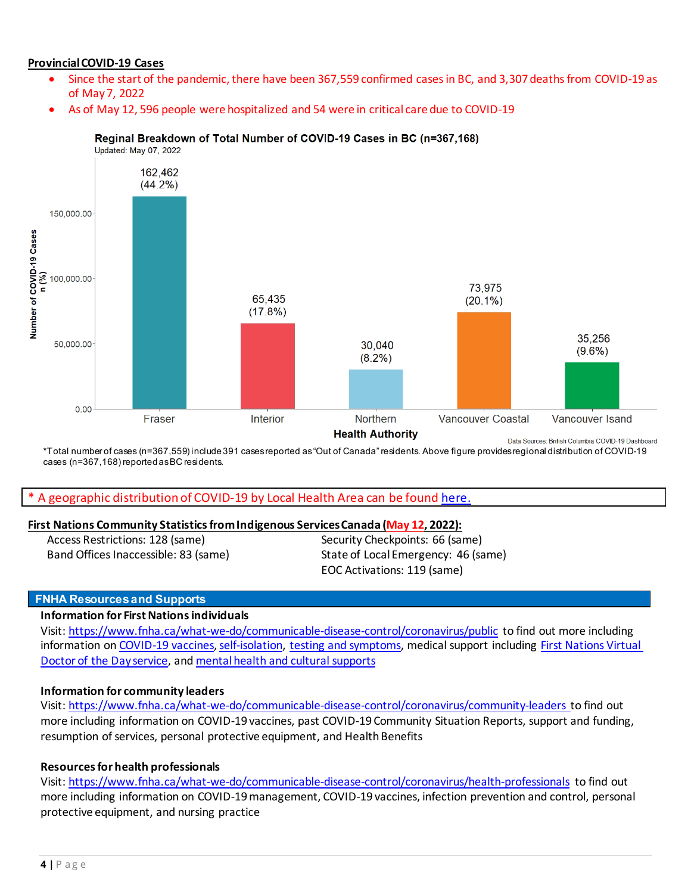**Provincial COVID-19 Cases**

- Since the start of the pandemic, there have been 367,559 confirmed cases in BC, and 3,307 deaths from COVID-19 as of May 7, 2022
- As of May 12, 596 people were hospitalized and 54 were in critical care due to COVID-19

**Reginal Breakdown of Total Number of COVID-19 Cases in BC (n=367,168)**
Updated: May 07, 2022

| Health Authority | Number of COVID-19 Cases n (%) |
|---|---|
| Fraser | 162,462 (44.2%) |
| Interior | 65,435 (17.8%) |
| Northern | 30,040 (8.2%) |
| Vancouver Coastal | 73,975 (20.1%) |
| Vancouver Isand | 35,256 (9.6%) |

Data Sources: British Columbia COVID-19 Dashboard

*Total number of cases (n=367,559) include 391 cases reported as "Out of Canada" residents. Above figure provides regional distribution of COVID-19 cases (n=367,168) reported as BC residents.

\* A geographic distribution of COVID-19 by Local Health Area can be found [here.]

**First Nations Community Statistics from Indigenous Services Canada (May 12, 2022):**

- Access Restrictions: 128 (same)
- Band Offices Inaccessible: 83 (same)
- Security Checkpoints: 66 (same)
- State of Local Emergency: 46 (same)
- EOC Activations: 119 (same)

## FNHA Resources and Supports

**Information for First Nations individuals**

Visit: https://www.fnha.ca/what-we-do/communicable-disease-control/coronavirus/public to find out more including information on COVID-19 vaccines, self-isolation, testing and symptoms, medical support including First Nations Virtual Doctor of the Day service, and mental health and cultural supports

**Information for community leaders**

Visit: https://www.fnha.ca/what-we-do/communicable-disease-control/coronavirus/community-leaders to find out more including information on COVID-19 vaccines, past COVID-19 Community Situation Reports, support and funding, resumption of services, personal protective equipment, and Health Benefits

**Resources for health professionals**

Visit: https://www.fnha.ca/what-we-do/communicable-disease-control/coronavirus/health-professionals to find out more including information on COVID-19 management, COVID-19 vaccines, infection prevention and control, personal protective equipment, and nursing practice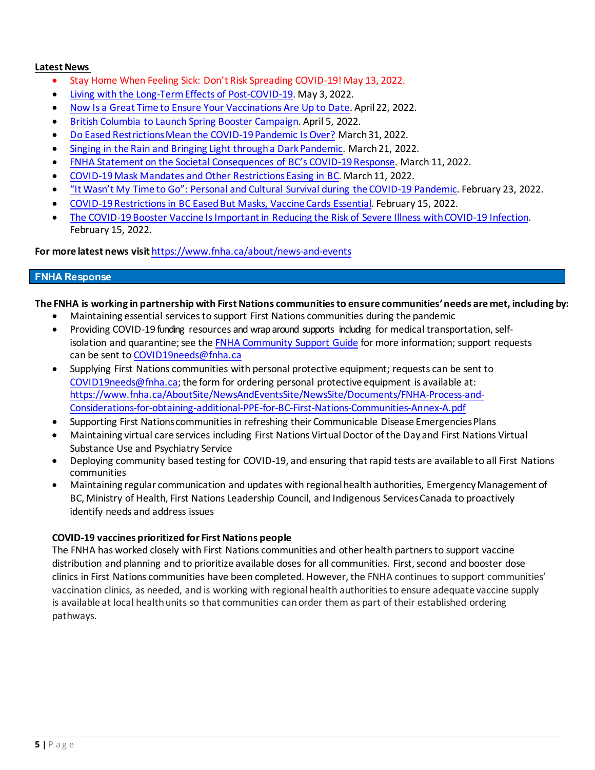**Latest News**

- Stay Home When Feeling Sick: Don't Risk Spreading COVID-19! May 13, 2022.
- Living with the Long-Term Effects of Post-COVID-19. May 3, 2022.
- Now Is a Great Time to Ensure Your Vaccinations Are Up to Date. April 22, 2022.
- British Columbia to Launch Spring Booster Campaign. April 5, 2022.
- Do Eased Restrictions Mean the COVID-19 Pandemic Is Over? March 31, 2022.
- Singing in the Rain and Bringing Light through a Dark Pandemic. March 21, 2022.
- FNHA Statement on the Societal Consequences of BC's COVID-19 Response. March 11, 2022.
- COVID-19 Mask Mandates and Other Restrictions Easing in BC. March 11, 2022.
- "It Wasn't My Time to Go": Personal and Cultural Survival during the COVID-19 Pandemic. February 23, 2022.
- COVID-19 Restrictions in BC Eased But Masks, Vaccine Cards Essential. February 15, 2022.
- The COVID-19 Booster Vaccine Is Important in Reducing the Risk of Severe Illness with COVID-19 Infection. February 15, 2022.

**For more latest news visit** https://www.fnha.ca/about/news-and-events

## FNHA Response

**The FNHA is working in partnership with First Nations communities to ensure communities' needs are met, including by:**

- Maintaining essential services to support First Nations communities during the pandemic
- Providing COVID-19 funding resources and wrap around supports including for medical transportation, self-isolation and quarantine; see the FNHA Community Support Guide for more information; support requests can be sent to COVID19needs@fnha.ca
- Supplying First Nations communities with personal protective equipment; requests can be sent to COVID19needs@fnha.ca; the form for ordering personal protective equipment is available at: https://www.fnha.ca/AboutSite/NewsAndEventsSite/NewsSite/Documents/FNHA-Process-and-Considerations-for-obtaining-additional-PPE-for-BC-First-Nations-Communities-Annex-A.pdf
- Supporting First Nations communities in refreshing their Communicable Disease Emergencies Plans
- Maintaining virtual care services including First Nations Virtual Doctor of the Day and First Nations Virtual Substance Use and Psychiatry Service
- Deploying community based testing for COVID-19, and ensuring that rapid tests are available to all First Nations communities
- Maintaining regular communication and updates with regional health authorities, Emergency Management of BC, Ministry of Health, First Nations Leadership Council, and Indigenous Services Canada to proactively identify needs and address issues

**COVID-19 vaccines prioritized for First Nations people**

The FNHA has worked closely with First Nations communities and other health partners to support vaccine distribution and planning and to prioritize available doses for all communities. First, second and booster dose clinics in First Nations communities have been completed. However, the FNHA continues to support communities' vaccination clinics, as needed, and is working with regional health authorities to ensure adequate vaccine supply is available at local health units so that communities can order them as part of their established ordering pathways.